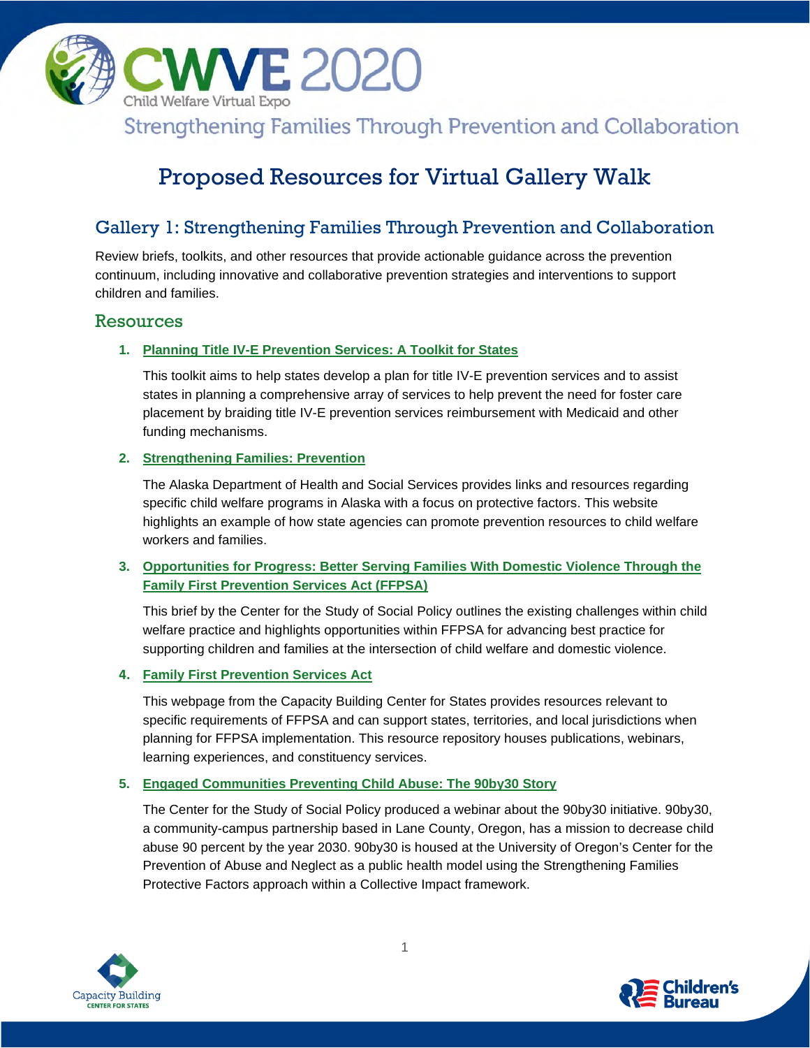CWVE 2020

Child Welfare Virtual Expo

Strengthening Families Through Prevention and Collaboration

# Proposed Resources for Virtual Gallery Walk

## Gallery 1: Strengthening Families Through Prevention and Collaboration

Review briefs, toolkits, and other resources that provide actionable guidance across the prevention continuum, including innovative and collaborative prevention strategies and interventions to support children and families.

### Resources

1. **Planning Title IV-E Prevention Services: A Toolkit for States**

   This toolkit aims to help states develop a plan for title IV-E prevention services and to assist states in planning a comprehensive array of services to help prevent the need for foster care placement by braiding title IV-E prevention services reimbursement with Medicaid and other funding mechanisms.

2. **Strengthening Families: Prevention**

   The Alaska Department of Health and Social Services provides links and resources regarding specific child welfare programs in Alaska with a focus on protective factors. This website highlights an example of how state agencies can promote prevention resources to child welfare workers and families.

3. **Opportunities for Progress: Better Serving Families With Domestic Violence Through the Family First Prevention Services Act (FFPSA)**

   This brief by the Center for the Study of Social Policy outlines the existing challenges within child welfare practice and highlights opportunities within FFPSA for advancing best practice for supporting children and families at the intersection of child welfare and domestic violence.

4. **Family First Prevention Services Act**

   This webpage from the Capacity Building Center for States provides resources relevant to specific requirements of FFPSA and can support states, territories, and local jurisdictions when planning for FFPSA implementation. This resource repository houses publications, webinars, learning experiences, and constituency services.

5. **Engaged Communities Preventing Child Abuse: The 90by30 Story**

   The Center for the Study of Social Policy produced a webinar about the 90by30 initiative. 90by30, a community-campus partnership based in Lane County, Oregon, has a mission to decrease child abuse 90 percent by the year 2030. 90by30 is housed at the University of Oregon's Center for the Prevention of Abuse and Neglect as a public health model using the Strengthening Families Protective Factors approach within a Collective Impact framework.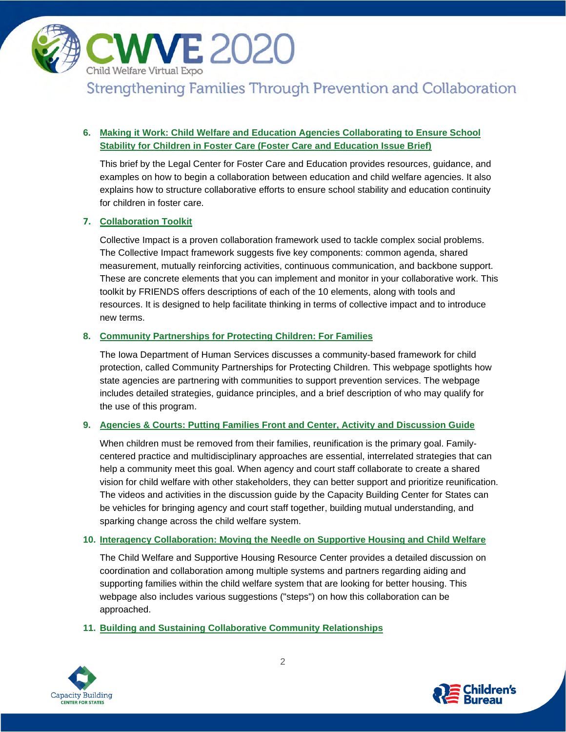6. **Making it Work: Child Welfare and Education Agencies Collaborating to Ensure School Stability for Children in Foster Care (Foster Care and Education Issue Brief)**

   This brief by the Legal Center for Foster Care and Education provides resources, guidance, and examples on how to begin a collaboration between education and child welfare agencies. It also explains how to structure collaborative efforts to ensure school stability and education continuity for children in foster care.

7. **Collaboration Toolkit**

   Collective Impact is a proven collaboration framework used to tackle complex social problems. The Collective Impact framework suggests five key components: common agenda, shared measurement, mutually reinforcing activities, continuous communication, and backbone support. These are concrete elements that you can implement and monitor in your collaborative work. This toolkit by FRIENDS offers descriptions of each of the 10 elements, along with tools and resources. It is designed to help facilitate thinking in terms of collective impact and to introduce new terms.

8. **Community Partnerships for Protecting Children: For Families**

   The Iowa Department of Human Services discusses a community-based framework for child protection, called Community Partnerships for Protecting Children. This webpage spotlights how state agencies are partnering with communities to support prevention services. The webpage includes detailed strategies, guidance principles, and a brief description of who may qualify for the use of this program.

9. **Agencies & Courts: Putting Families Front and Center, Activity and Discussion Guide**

   When children must be removed from their families, reunification is the primary goal. Family-centered practice and multidisciplinary approaches are essential, interrelated strategies that can help a community meet this goal. When agency and court staff collaborate to create a shared vision for child welfare with other stakeholders, they can better support and prioritize reunification. The videos and activities in the discussion guide by the Capacity Building Center for States can be vehicles for bringing agency and court staff together, building mutual understanding, and sparking change across the child welfare system.

10. **Interagency Collaboration: Moving the Needle on Supportive Housing and Child Welfare**

    The Child Welfare and Supportive Housing Resource Center provides a detailed discussion on coordination and collaboration among multiple systems and partners regarding aiding and supporting families within the child welfare system that are looking for better housing. This webpage also includes various suggestions ("steps") on how this collaboration can be approached.

11. **Building and Sustaining Collaborative Community Relationships**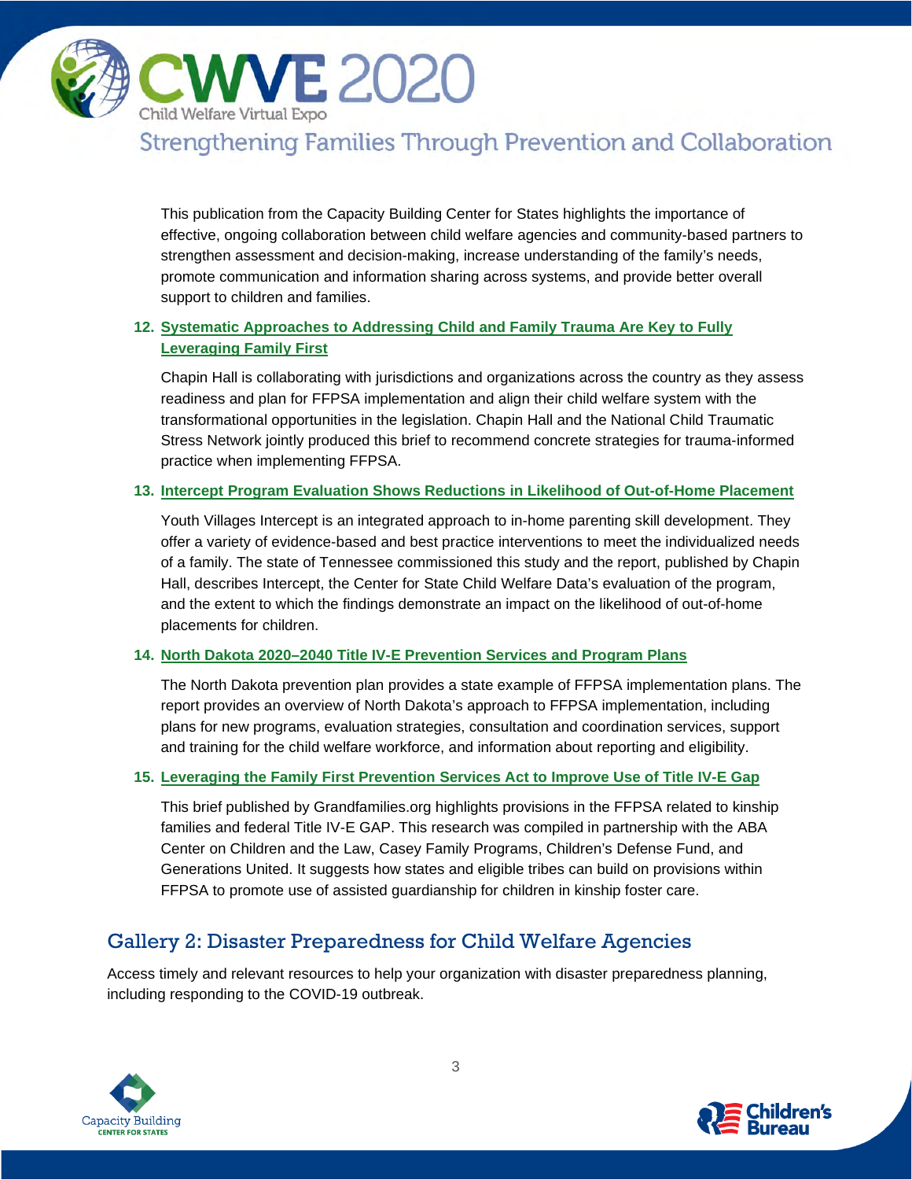This publication from the Capacity Building Center for States highlights the importance of effective, ongoing collaboration between child welfare agencies and community-based partners to strengthen assessment and decision-making, increase understanding of the family's needs, promote communication and information sharing across systems, and provide better overall support to children and families.

12. **Systematic Approaches to Addressing Child and Family Trauma Are Key to Fully Leveraging Family First**

    Chapin Hall is collaborating with jurisdictions and organizations across the country as they assess readiness and plan for FFPSA implementation and align their child welfare system with the transformational opportunities in the legislation. Chapin Hall and the National Child Traumatic Stress Network jointly produced this brief to recommend concrete strategies for trauma-informed practice when implementing FFPSA.

13. **Intercept Program Evaluation Shows Reductions in Likelihood of Out-of-Home Placement**

    Youth Villages Intercept is an integrated approach to in-home parenting skill development. They offer a variety of evidence-based and best practice interventions to meet the individualized needs of a family. The state of Tennessee commissioned this study and the report, published by Chapin Hall, describes Intercept, the Center for State Child Welfare Data's evaluation of the program, and the extent to which the findings demonstrate an impact on the likelihood of out-of-home placements for children.

14. **North Dakota 2020–2040 Title IV-E Prevention Services and Program Plans**

    The North Dakota prevention plan provides a state example of FFPSA implementation plans. The report provides an overview of North Dakota's approach to FFPSA implementation, including plans for new programs, evaluation strategies, consultation and coordination services, support and training for the child welfare workforce, and information about reporting and eligibility.

15. **Leveraging the Family First Prevention Services Act to Improve Use of Title IV-E Gap**

    This brief published by Grandfamilies.org highlights provisions in the FFPSA related to kinship families and federal Title IV-E GAP. This research was compiled in partnership with the ABA Center on Children and the Law, Casey Family Programs, Children's Defense Fund, and Generations United. It suggests how states and eligible tribes can build on provisions within FFPSA to promote use of assisted guardianship for children in kinship foster care.

## Gallery 2: Disaster Preparedness for Child Welfare Agencies

Access timely and relevant resources to help your organization with disaster preparedness planning, including responding to the COVID-19 outbreak.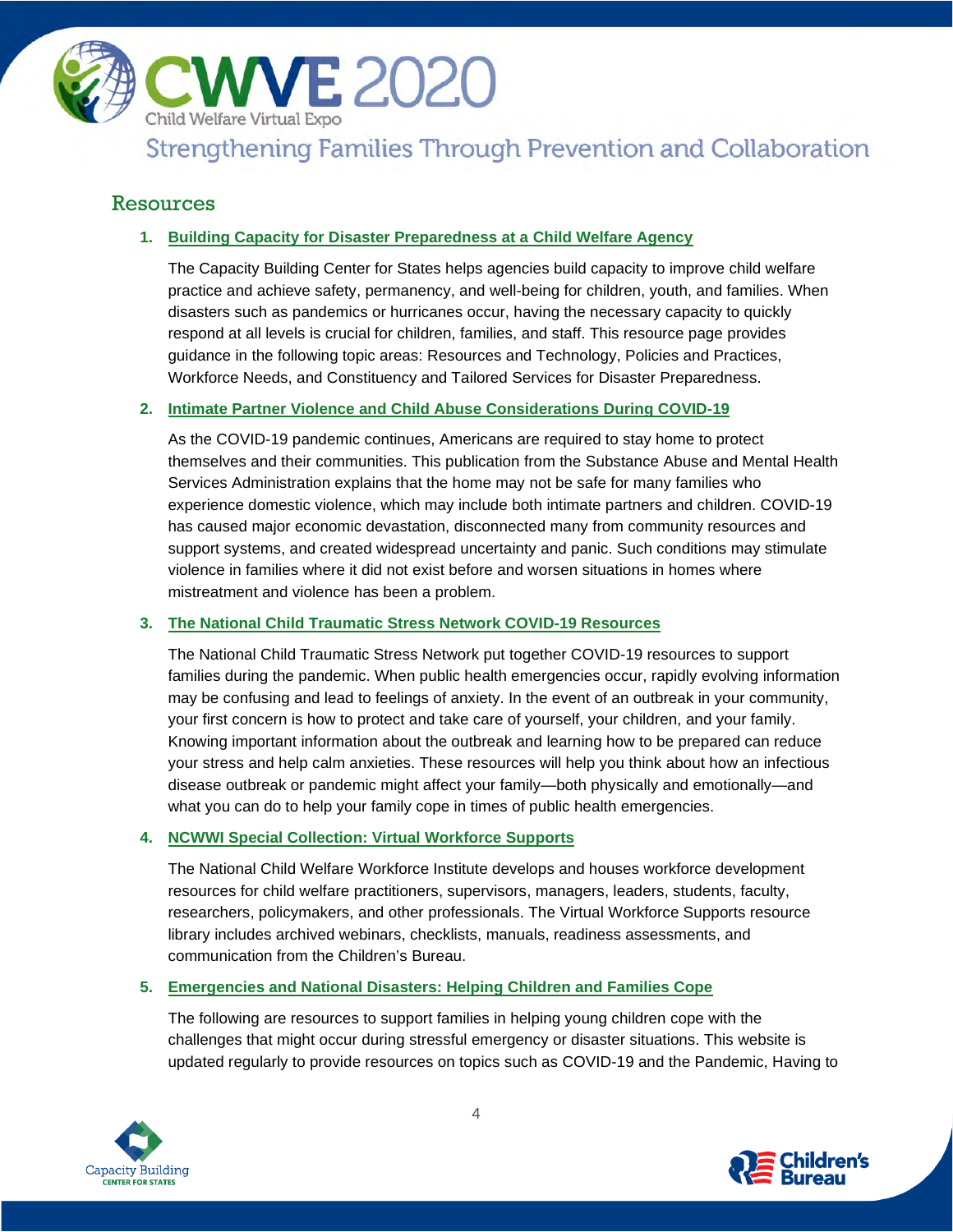## Resources

1. **Building Capacity for Disaster Preparedness at a Child Welfare Agency**

   The Capacity Building Center for States helps agencies build capacity to improve child welfare practice and achieve safety, permanency, and well-being for children, youth, and families. When disasters such as pandemics or hurricanes occur, having the necessary capacity to quickly respond at all levels is crucial for children, families, and staff. This resource page provides guidance in the following topic areas: Resources and Technology, Policies and Practices, Workforce Needs, and Constituency and Tailored Services for Disaster Preparedness.

2. **Intimate Partner Violence and Child Abuse Considerations During COVID-19**

   As the COVID-19 pandemic continues, Americans are required to stay home to protect themselves and their communities. This publication from the Substance Abuse and Mental Health Services Administration explains that the home may not be safe for many families who experience domestic violence, which may include both intimate partners and children. COVID-19 has caused major economic devastation, disconnected many from community resources and support systems, and created widespread uncertainty and panic. Such conditions may stimulate violence in families where it did not exist before and worsen situations in homes where mistreatment and violence has been a problem.

3. **The National Child Traumatic Stress Network COVID-19 Resources**

   The National Child Traumatic Stress Network put together COVID-19 resources to support families during the pandemic. When public health emergencies occur, rapidly evolving information may be confusing and lead to feelings of anxiety. In the event of an outbreak in your community, your first concern is how to protect and take care of yourself, your children, and your family. Knowing important information about the outbreak and learning how to be prepared can reduce your stress and help calm anxieties. These resources will help you think about how an infectious disease outbreak or pandemic might affect your family—both physically and emotionally—and what you can do to help your family cope in times of public health emergencies.

4. **NCWWI Special Collection: Virtual Workforce Supports**

   The National Child Welfare Workforce Institute develops and houses workforce development resources for child welfare practitioners, supervisors, managers, leaders, students, faculty, researchers, policymakers, and other professionals. The Virtual Workforce Supports resource library includes archived webinars, checklists, manuals, readiness assessments, and communication from the Children's Bureau.

5. **Emergencies and National Disasters: Helping Children and Families Cope**

   The following are resources to support families in helping young children cope with the challenges that might occur during stressful emergency or disaster situations. This website is updated regularly to provide resources on topics such as COVID-19 and the Pandemic, Having to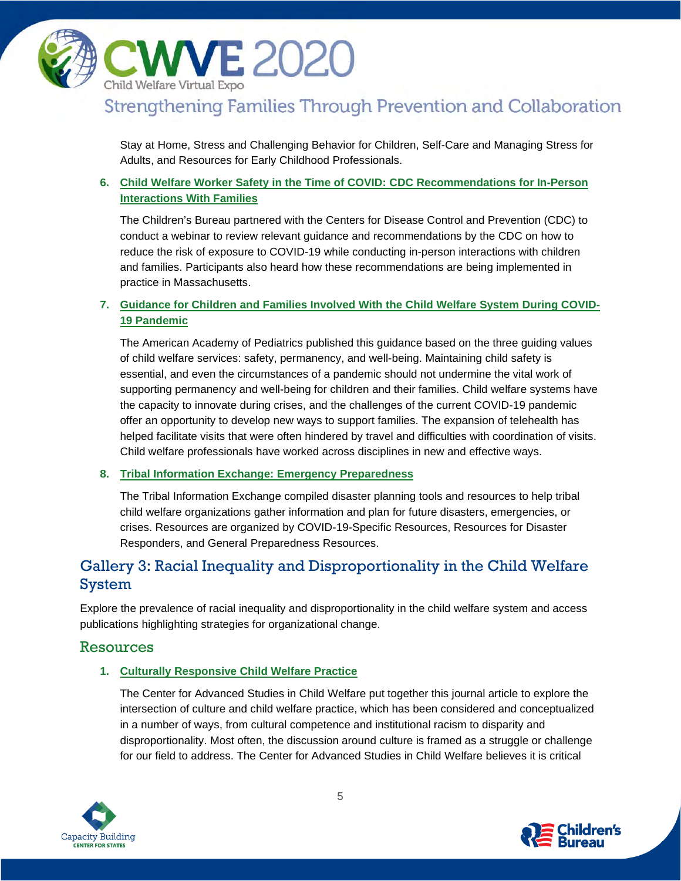Stay at Home, Stress and Challenging Behavior for Children, Self-Care and Managing Stress for Adults, and Resources for Early Childhood Professionals.

6. **Child Welfare Worker Safety in the Time of COVID: CDC Recommendations for In-Person Interactions With Families**

   The Children's Bureau partnered with the Centers for Disease Control and Prevention (CDC) to conduct a webinar to review relevant guidance and recommendations by the CDC on how to reduce the risk of exposure to COVID-19 while conducting in-person interactions with children and families. Participants also heard how these recommendations are being implemented in practice in Massachusetts.

7. **Guidance for Children and Families Involved With the Child Welfare System During COVID-19 Pandemic**

   The American Academy of Pediatrics published this guidance based on the three guiding values of child welfare services: safety, permanency, and well-being. Maintaining child safety is essential, and even the circumstances of a pandemic should not undermine the vital work of supporting permanency and well-being for children and their families. Child welfare systems have the capacity to innovate during crises, and the challenges of the current COVID-19 pandemic offer an opportunity to develop new ways to support families. The expansion of telehealth has helped facilitate visits that were often hindered by travel and difficulties with coordination of visits. Child welfare professionals have worked across disciplines in new and effective ways.

8. **Tribal Information Exchange: Emergency Preparedness**

   The Tribal Information Exchange compiled disaster planning tools and resources to help tribal child welfare organizations gather information and plan for future disasters, emergencies, or crises. Resources are organized by COVID-19-Specific Resources, Resources for Disaster Responders, and General Preparedness Resources.

## Gallery 3: Racial Inequality and Disproportionality in the Child Welfare System

Explore the prevalence of racial inequality and disproportionality in the child welfare system and access publications highlighting strategies for organizational change.

### Resources

1. **Culturally Responsive Child Welfare Practice**

   The Center for Advanced Studies in Child Welfare put together this journal article to explore the intersection of culture and child welfare practice, which has been considered and conceptualized in a number of ways, from cultural competence and institutional racism to disparity and disproportionality. Most often, the discussion around culture is framed as a struggle or challenge for our field to address. The Center for Advanced Studies in Child Welfare believes it is critical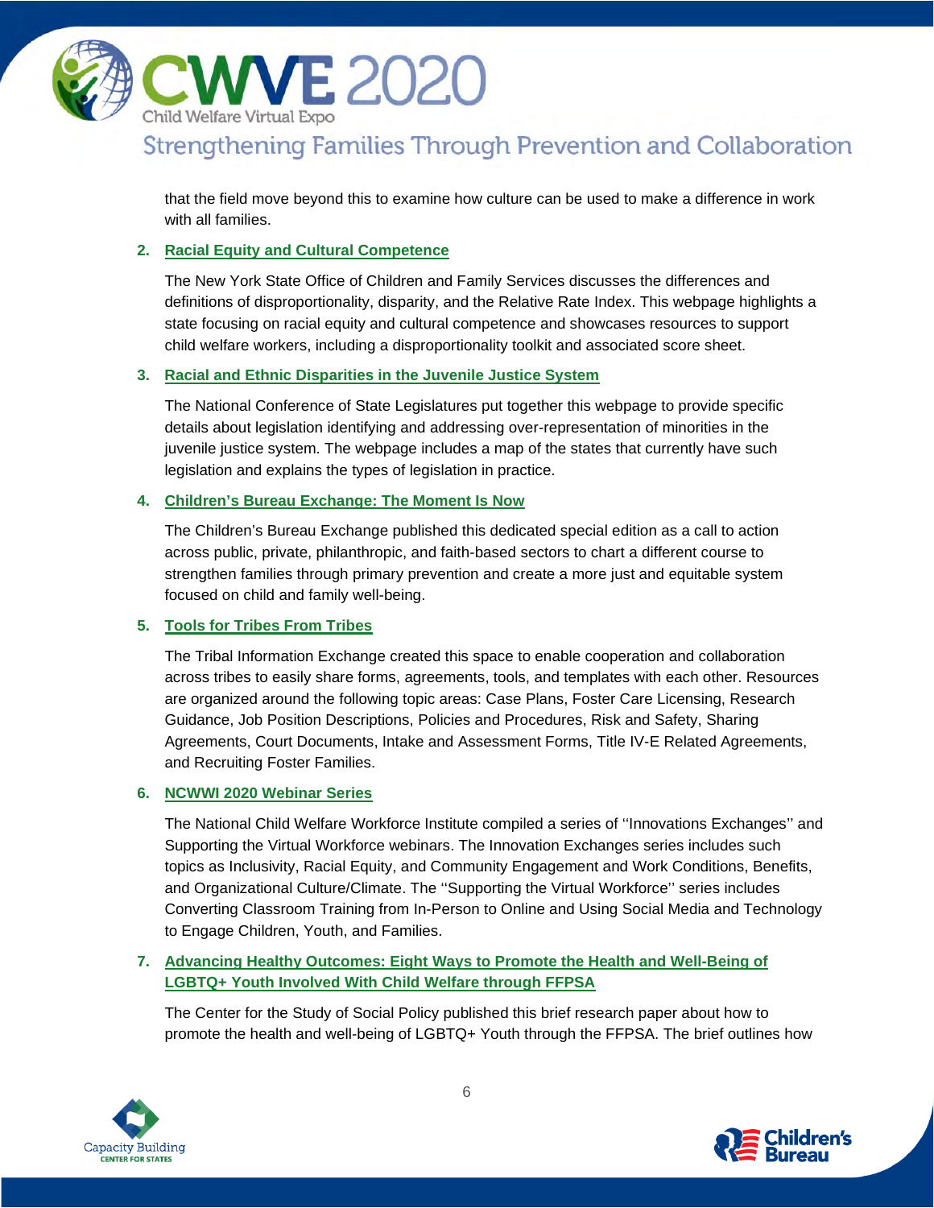that the field move beyond this to examine how culture can be used to make a difference in work with all families.

2. **Racial Equity and Cultural Competence**

   The New York State Office of Children and Family Services discusses the differences and definitions of disproportionality, disparity, and the Relative Rate Index. This webpage highlights a state focusing on racial equity and cultural competence and showcases resources to support child welfare workers, including a disproportionality toolkit and associated score sheet.

3. **Racial and Ethnic Disparities in the Juvenile Justice System**

   The National Conference of State Legislatures put together this webpage to provide specific details about legislation identifying and addressing over-representation of minorities in the juvenile justice system. The webpage includes a map of the states that currently have such legislation and explains the types of legislation in practice.

4. **Children's Bureau Exchange: The Moment Is Now**

   The Children's Bureau Exchange published this dedicated special edition as a call to action across public, private, philanthropic, and faith-based sectors to chart a different course to strengthen families through primary prevention and create a more just and equitable system focused on child and family well-being.

5. **Tools for Tribes From Tribes**

   The Tribal Information Exchange created this space to enable cooperation and collaboration across tribes to easily share forms, agreements, tools, and templates with each other. Resources are organized around the following topic areas: Case Plans, Foster Care Licensing, Research Guidance, Job Position Descriptions, Policies and Procedures, Risk and Safety, Sharing Agreements, Court Documents, Intake and Assessment Forms, Title IV-E Related Agreements, and Recruiting Foster Families.

6. **NCWWI 2020 Webinar Series**

   The National Child Welfare Workforce Institute compiled a series of ''Innovations Exchanges'' and Supporting the Virtual Workforce webinars. The Innovation Exchanges series includes such topics as Inclusivity, Racial Equity, and Community Engagement and Work Conditions, Benefits, and Organizational Culture/Climate. The ''Supporting the Virtual Workforce'' series includes Converting Classroom Training from In-Person to Online and Using Social Media and Technology to Engage Children, Youth, and Families.

7. **Advancing Healthy Outcomes: Eight Ways to Promote the Health and Well-Being of LGBTQ+ Youth Involved With Child Welfare through FFPSA**

   The Center for the Study of Social Policy published this brief research paper about how to promote the health and well-being of LGBTQ+ Youth through the FFPSA. The brief outlines how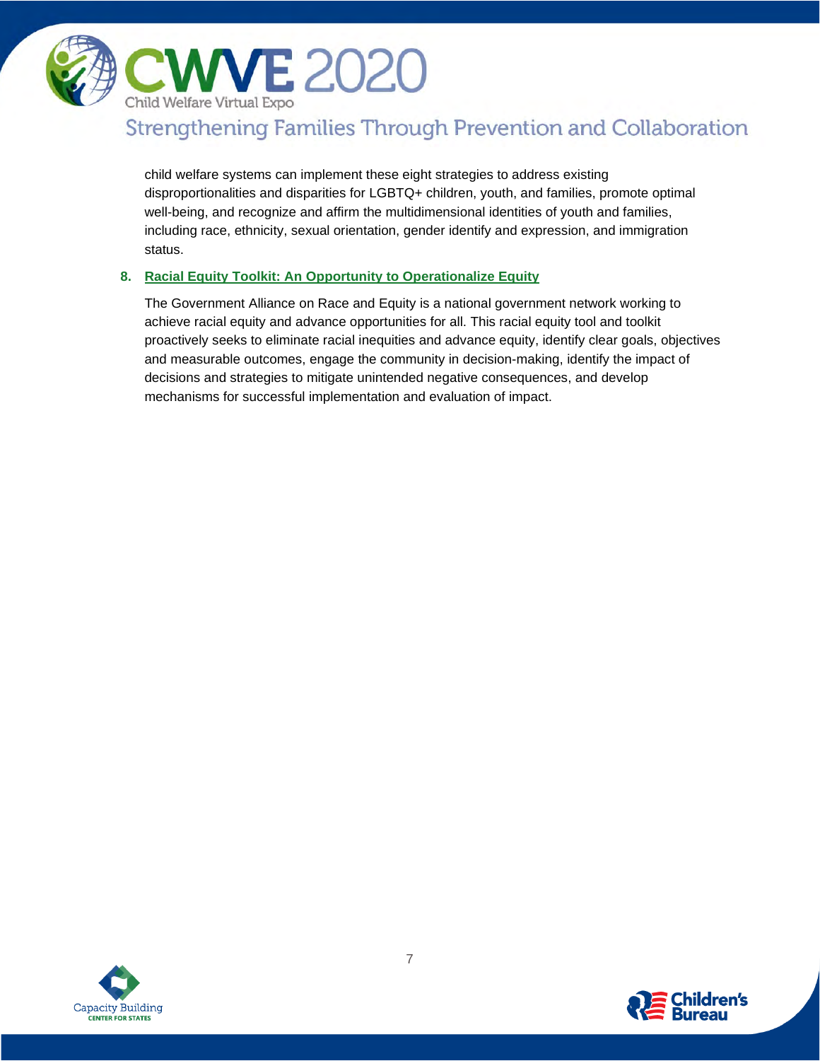child welfare systems can implement these eight strategies to address existing disproportionalities and disparities for LGBTQ+ children, youth, and families, promote optimal well-being, and recognize and affirm the multidimensional identities of youth and families, including race, ethnicity, sexual orientation, gender identify and expression, and immigration status.

8. **Racial Equity Toolkit: An Opportunity to Operationalize Equity**

   The Government Alliance on Race and Equity is a national government network working to achieve racial equity and advance opportunities for all. This racial equity tool and toolkit proactively seeks to eliminate racial inequities and advance equity, identify clear goals, objectives and measurable outcomes, engage the community in decision-making, identify the impact of decisions and strategies to mitigate unintended negative consequences, and develop mechanisms for successful implementation and evaluation of impact.